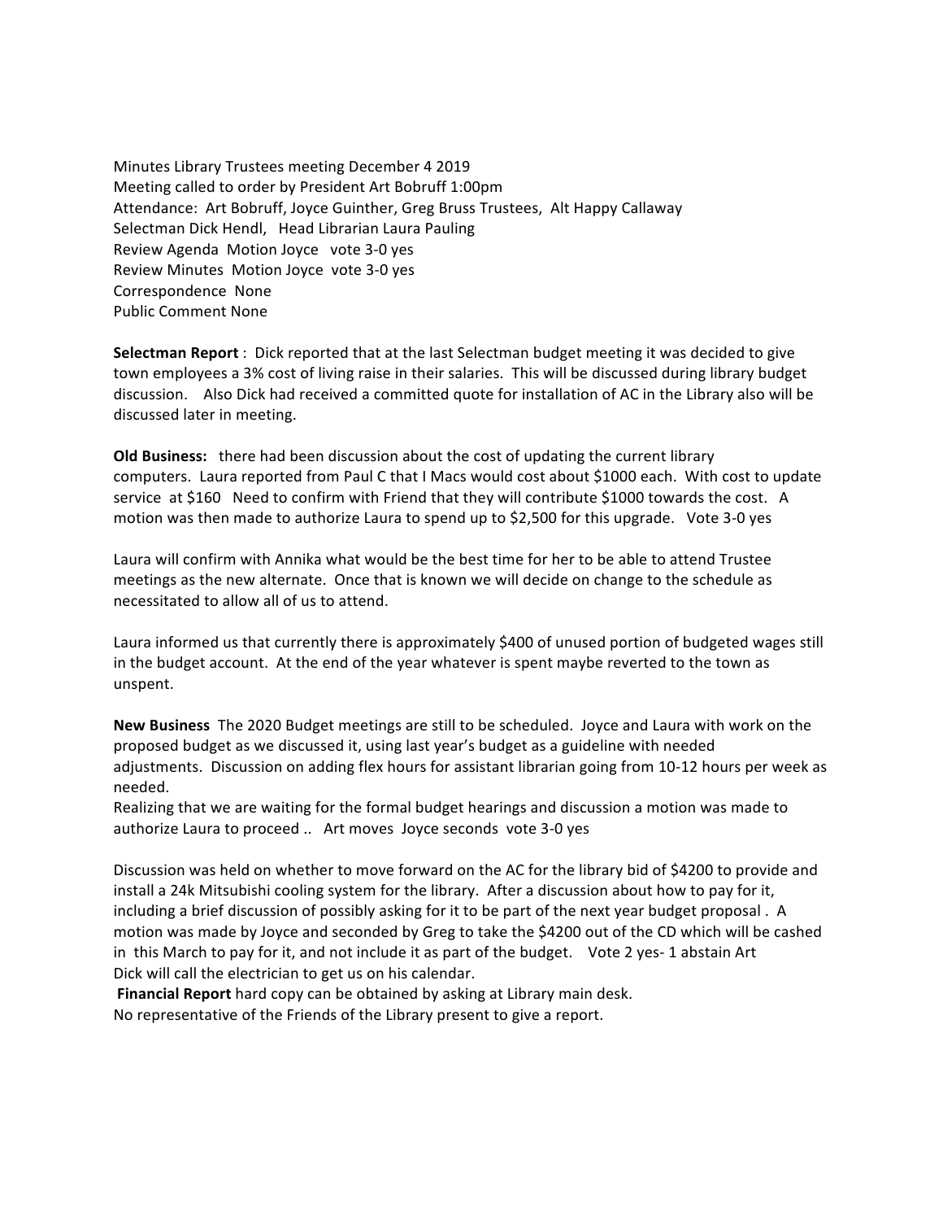Minutes Library Trustees meeting December 4 2019
Meeting called to order by President Art Bobruff 1:00pm
Attendance: Art Bobruff, Joyce Guinther, Greg Bruss Trustees, Alt Happy Callaway
Selectman Dick Hendl, Head Librarian Laura Pauling
Review Agenda Motion Joyce vote 3-0 yes
Review Minutes Motion Joyce vote 3-0 yes
Correspondence None
Public Comment None

**Selectman Report** : Dick reported that at the last Selectman budget meeting it was decided to give town employees a 3% cost of living raise in their salaries. This will be discussed during library budget discussion. Also Dick had received a committed quote for installation of AC in the Library also will be discussed later in meeting.

**Old Business:** there had been discussion about the cost of updating the current library computers. Laura reported from Paul C that I Macs would cost about $1000 each. With cost to update service at $160 Need to confirm with Friend that they will contribute $1000 towards the cost. A motion was then made to authorize Laura to spend up to $2,500 for this upgrade. Vote 3-0 yes

Laura will confirm with Annika what would be the best time for her to be able to attend Trustee meetings as the new alternate. Once that is known we will decide on change to the schedule as necessitated to allow all of us to attend.

Laura informed us that currently there is approximately $400 of unused portion of budgeted wages still in the budget account. At the end of the year whatever is spent maybe reverted to the town as unspent.

**New Business** The 2020 Budget meetings are still to be scheduled. Joyce and Laura with work on the proposed budget as we discussed it, using last year's budget as a guideline with needed adjustments. Discussion on adding flex hours for assistant librarian going from 10-12 hours per week as needed.
Realizing that we are waiting for the formal budget hearings and discussion a motion was made to authorize Laura to proceed .. Art moves Joyce seconds vote 3-0 yes

Discussion was held on whether to move forward on the AC for the library bid of $4200 to provide and install a 24k Mitsubishi cooling system for the library. After a discussion about how to pay for it, including a brief discussion of possibly asking for it to be part of the next year budget proposal . A motion was made by Joyce and seconded by Greg to take the $4200 out of the CD which will be cashed in this March to pay for it, and not include it as part of the budget. Vote 2 yes- 1 abstain Art
Dick will call the electrician to get us on his calendar.
**Financial Report** hard copy can be obtained by asking at Library main desk.
No representative of the Friends of the Library present to give a report.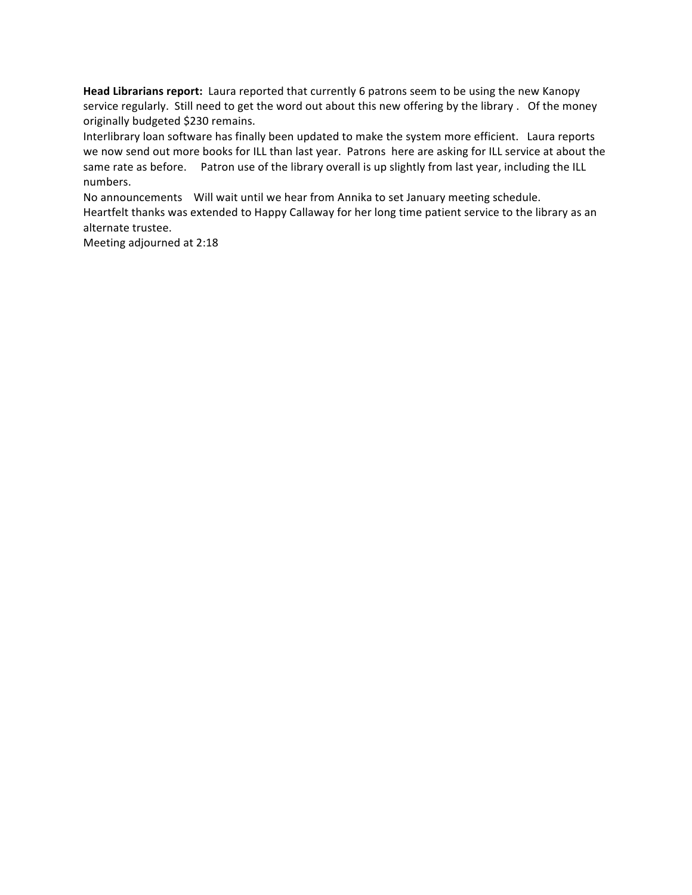**Head Librarians report:** Laura reported that currently 6 patrons seem to be using the new Kanopy service regularly. Still need to get the word out about this new offering by the library . Of the money originally budgeted $230 remains.

Interlibrary loan software has finally been updated to make the system more efficient. Laura reports we now send out more books for ILL than last year. Patrons here are asking for ILL service at about the same rate as before. Patron use of the library overall is up slightly from last year, including the ILL numbers.

No announcements Will wait until we hear from Annika to set January meeting schedule.

Heartfelt thanks was extended to Happy Callaway for her long time patient service to the library as an alternate trustee.

Meeting adjourned at 2:18